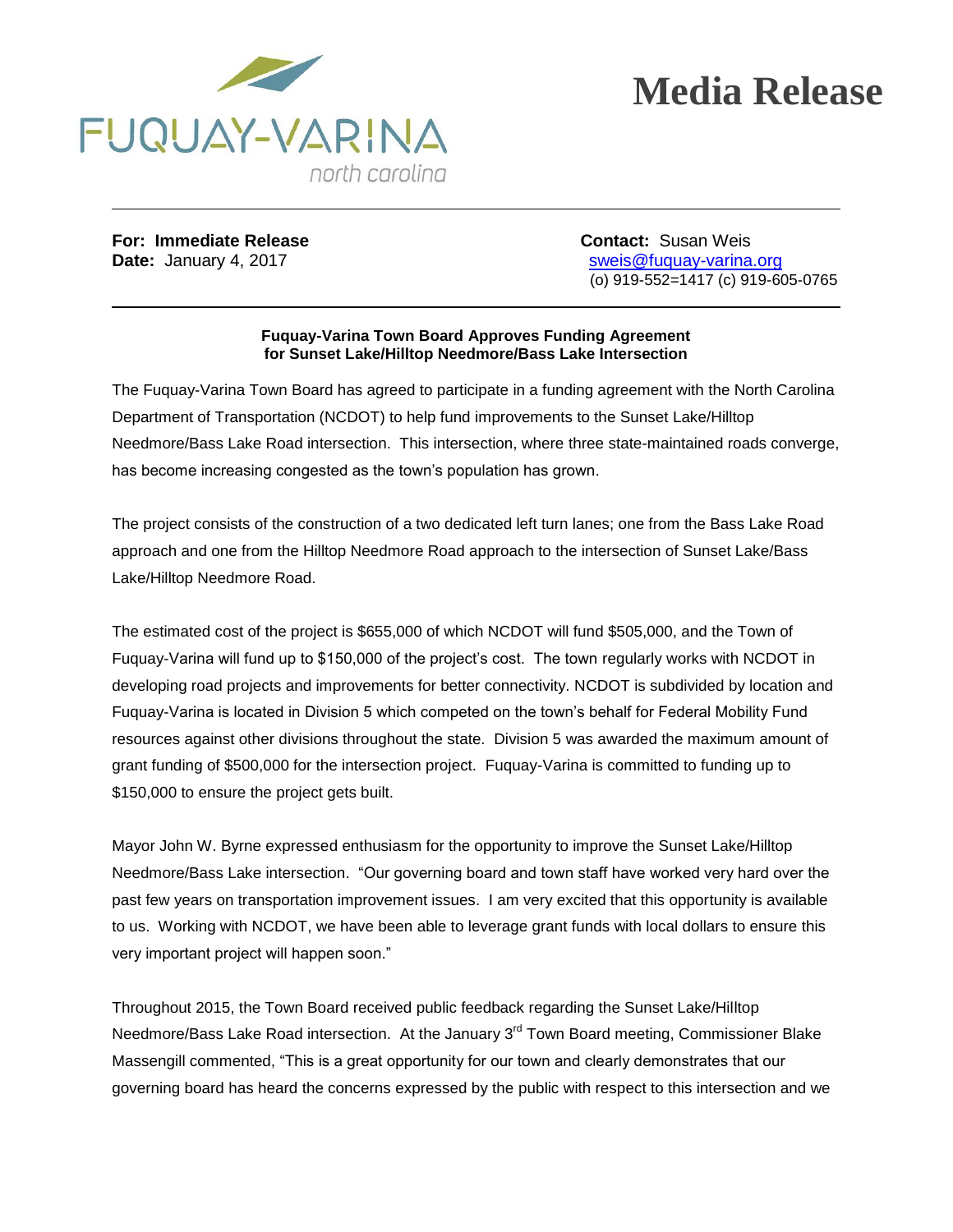FUQUAY-VARINA

north carolina

# Media Release

**For: Immediate Release**
**Date:** January 4, 2017

**Contact:** Susan Weis
sweis@fuquay-varina.org
(o) 919-552=1417 (c) 919-605-0765

**Fuquay-Varina Town Board Approves Funding Agreement for Sunset Lake/Hilltop Needmore/Bass Lake Intersection**

The Fuquay-Varina Town Board has agreed to participate in a funding agreement with the North Carolina Department of Transportation (NCDOT) to help fund improvements to the Sunset Lake/Hilltop Needmore/Bass Lake Road intersection. This intersection, where three state-maintained roads converge, has become increasing congested as the town's population has grown.

The project consists of the construction of a two dedicated left turn lanes; one from the Bass Lake Road approach and one from the Hilltop Needmore Road approach to the intersection of Sunset Lake/Bass Lake/Hilltop Needmore Road.

The estimated cost of the project is $655,000 of which NCDOT will fund $505,000, and the Town of Fuquay-Varina will fund up to $150,000 of the project's cost. The town regularly works with NCDOT in developing road projects and improvements for better connectivity. NCDOT is subdivided by location and Fuquay-Varina is located in Division 5 which competed on the town's behalf for Federal Mobility Fund resources against other divisions throughout the state. Division 5 was awarded the maximum amount of grant funding of $500,000 for the intersection project. Fuquay-Varina is committed to funding up to $150,000 to ensure the project gets built.

Mayor John W. Byrne expressed enthusiasm for the opportunity to improve the Sunset Lake/Hilltop Needmore/Bass Lake intersection. "Our governing board and town staff have worked very hard over the past few years on transportation improvement issues. I am very excited that this opportunity is available to us. Working with NCDOT, we have been able to leverage grant funds with local dollars to ensure this very important project will happen soon."

Throughout 2015, the Town Board received public feedback regarding the Sunset Lake/Hilltop Needmore/Bass Lake Road intersection. At the January 3rd Town Board meeting, Commissioner Blake Massengill commented, "This is a great opportunity for our town and clearly demonstrates that our governing board has heard the concerns expressed by the public with respect to this intersection and we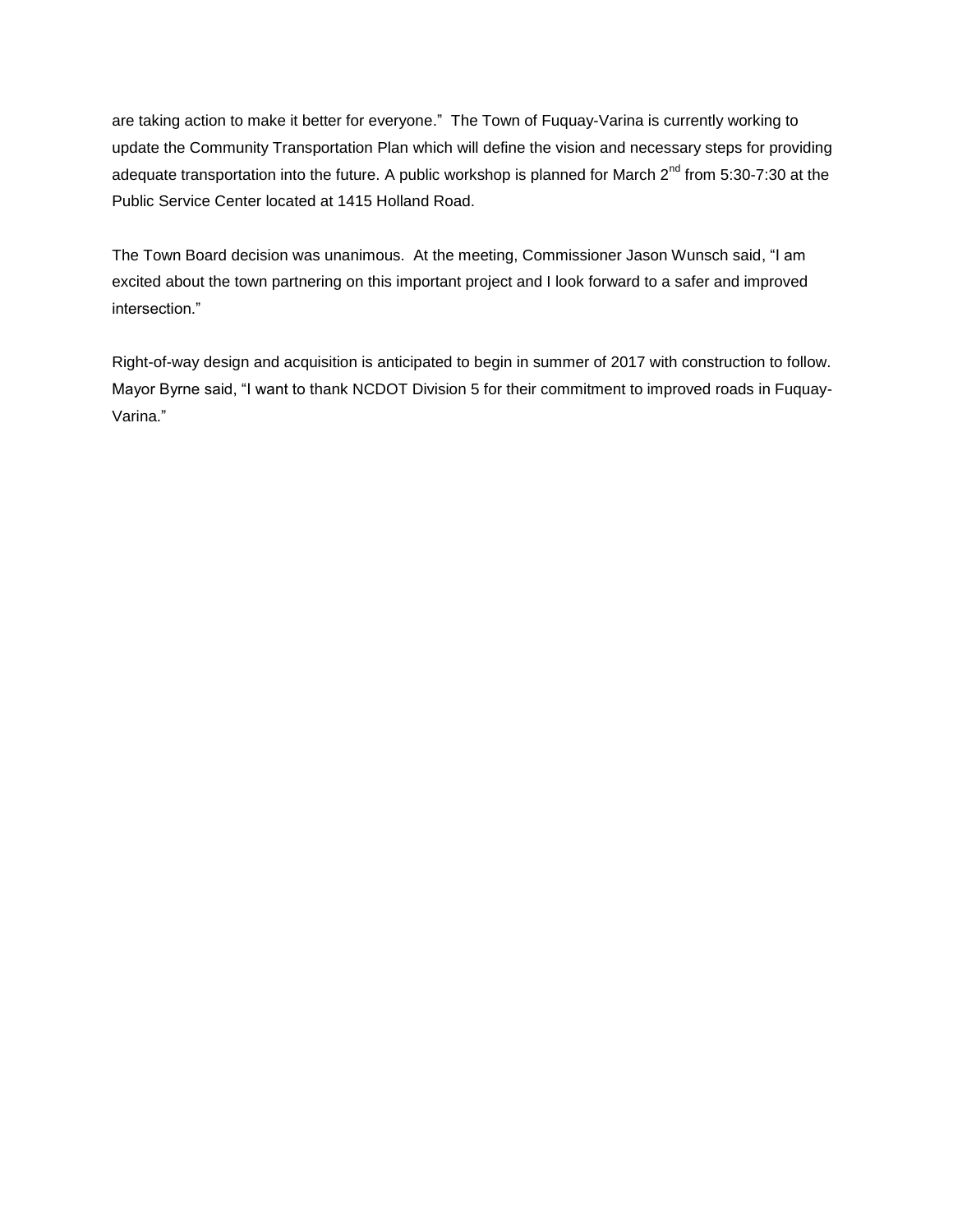are taking action to make it better for everyone." The Town of Fuquay-Varina is currently working to update the Community Transportation Plan which will define the vision and necessary steps for providing adequate transportation into the future. A public workshop is planned for March 2nd from 5:30-7:30 at the Public Service Center located at 1415 Holland Road.

The Town Board decision was unanimous. At the meeting, Commissioner Jason Wunsch said, "I am excited about the town partnering on this important project and I look forward to a safer and improved intersection."

Right-of-way design and acquisition is anticipated to begin in summer of 2017 with construction to follow. Mayor Byrne said, "I want to thank NCDOT Division 5 for their commitment to improved roads in Fuquay-Varina."